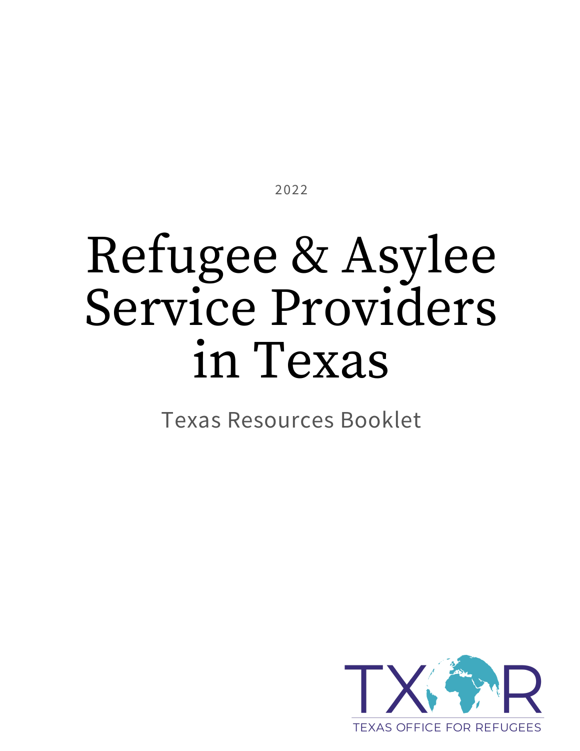2022

# Refugee & Asylee Service Providers in Texas

Texas Resources Booklet

TXOR

TEXAS OFFICE FOR REFUGEES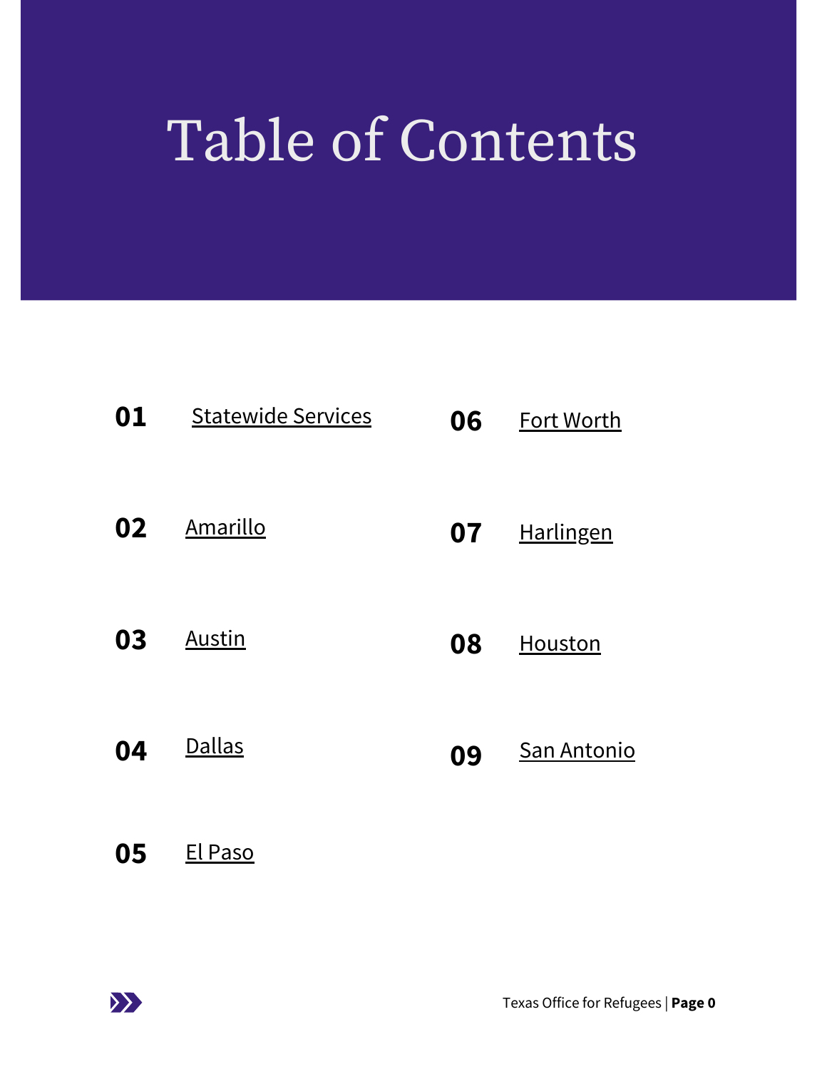# Table of Contents

**01** Statewide Services

**02** Amarillo

**03** Austin

**04** Dallas

**05** El Paso

**06** Fort Worth

**07** Harlingen

**08** Houston

**09** San Antonio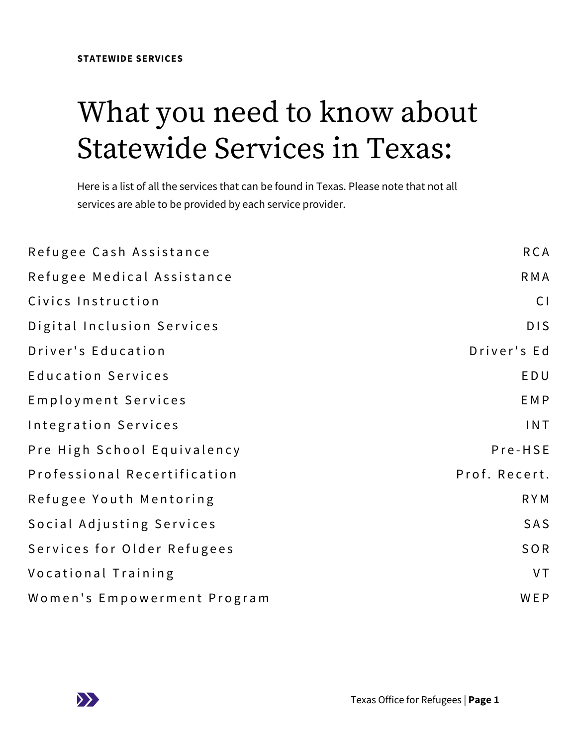**STATEWIDE SERVICES**

# What you need to know about Statewide Services in Texas:

Here is a list of all the services that can be found in Texas. Please note that not all services are able to be provided by each service provider.

| Service | Abbreviation |
|---|---|
| Refugee Cash Assistance | RCA |
| Refugee Medical Assistance | RMA |
| Civics Instruction | CI |
| Digital Inclusion Services | DIS |
| Driver's Education | Driver's Ed |
| Education Services | EDU |
| Employment Services | EMP |
| Integration Services | INT |
| Pre High School Equivalency | Pre-HSE |
| Professional Recertification | Prof. Recert. |
| Refugee Youth Mentoring | RYM |
| Social Adjusting Services | SAS |
| Services for Older Refugees | SOR |
| Vocational Training | VT |
| Women's Empowerment Program | WEP |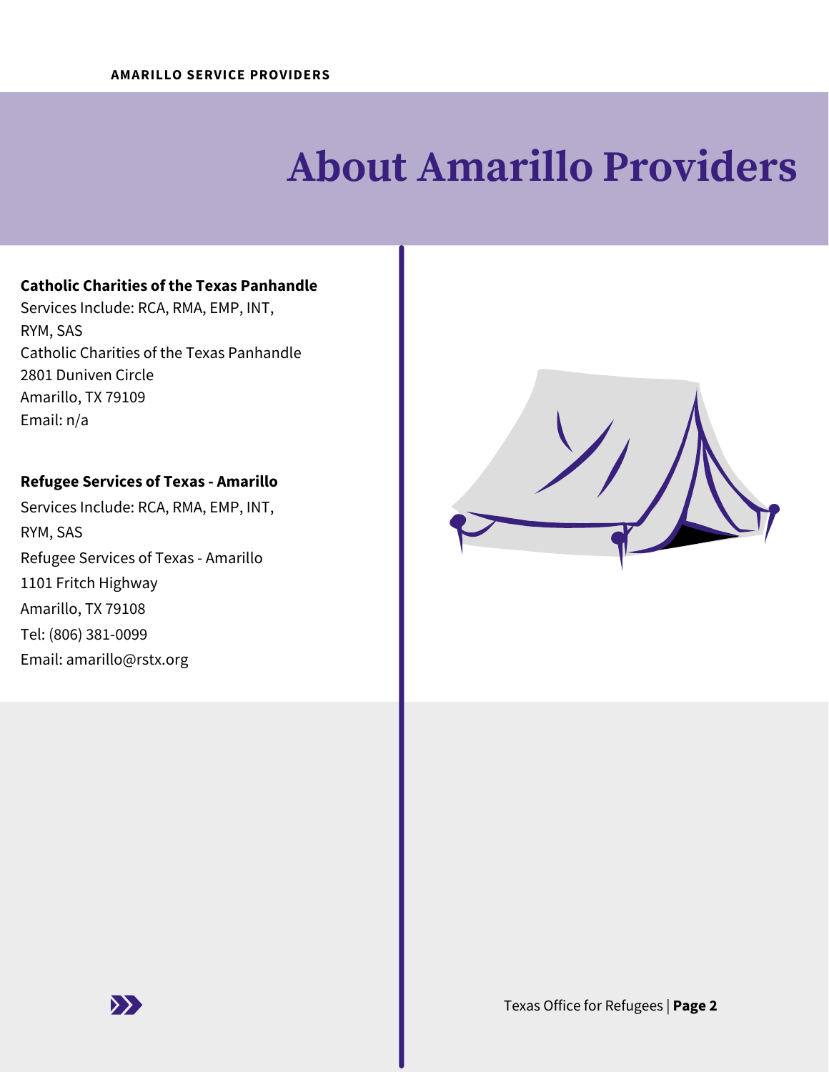# About Amarillo Providers

**Catholic Charities of the Texas Panhandle**
Services Include: RCA, RMA, EMP, INT, RYM, SAS
Catholic Charities of the Texas Panhandle
2801 Duniven Circle
Amarillo, TX 79109
Email: n/a

**Refugee Services of Texas - Amarillo**
Services Include: RCA, RMA, EMP, INT, RYM, SAS
Refugee Services of Texas - Amarillo
1101 Fritch Highway
Amarillo, TX 79108
Tel: (806) 381-0099
Email: amarillo@rstx.org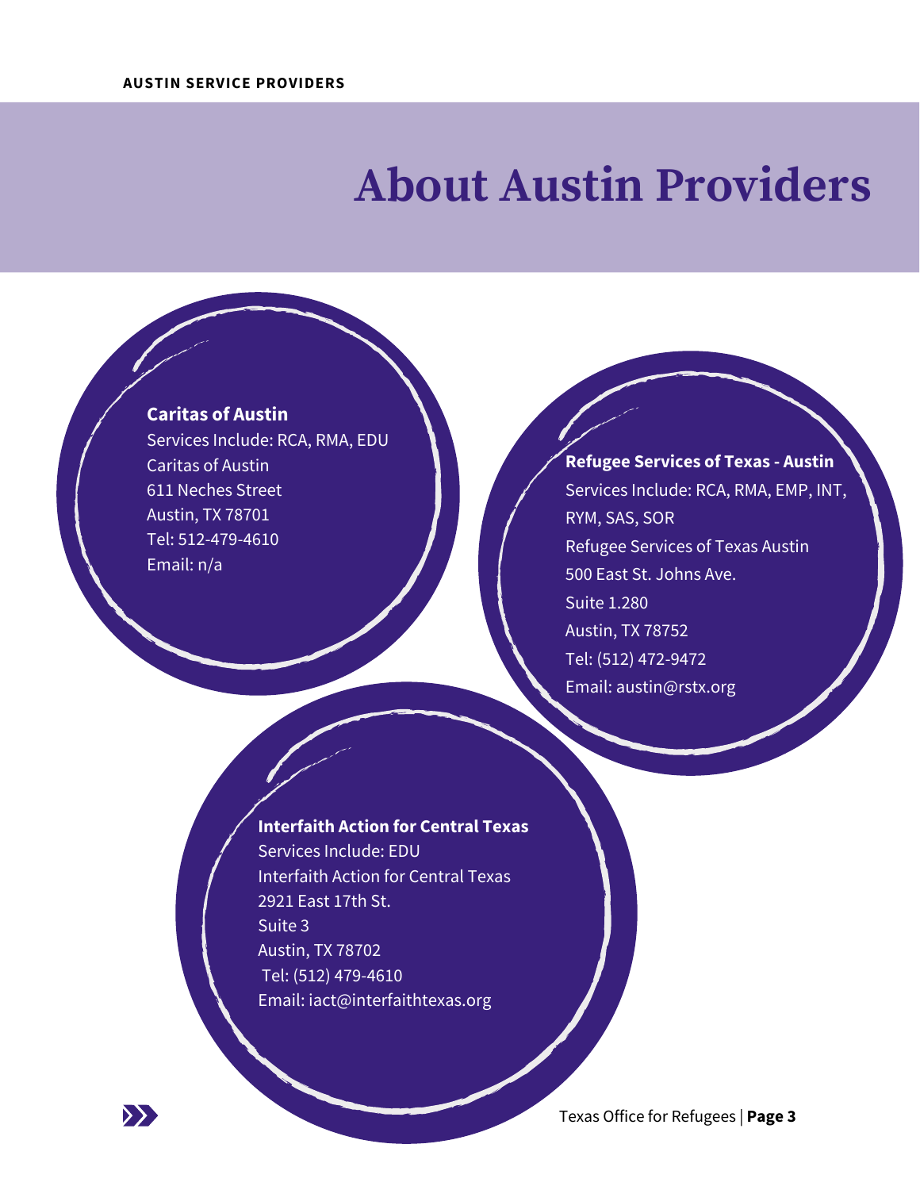# About Austin Providers

**Caritas of Austin**
Services Include: RCA, RMA, EDU
Caritas of Austin
611 Neches Street
Austin, TX 78701
Tel: 512-479-4610
Email: n/a

**Refugee Services of Texas - Austin**
Services Include: RCA, RMA, EMP, INT, RYM, SAS, SOR
Refugee Services of Texas Austin
500 East St. Johns Ave.
Suite 1.280
Austin, TX 78752
Tel: (512) 472-9472
Email: austin@rstx.org

**Interfaith Action for Central Texas**
Services Include: EDU
Interfaith Action for Central Texas
2921 East 17th St.
Suite 3
Austin, TX 78702
Tel: (512) 479-4610
Email: iact@interfaithtexas.org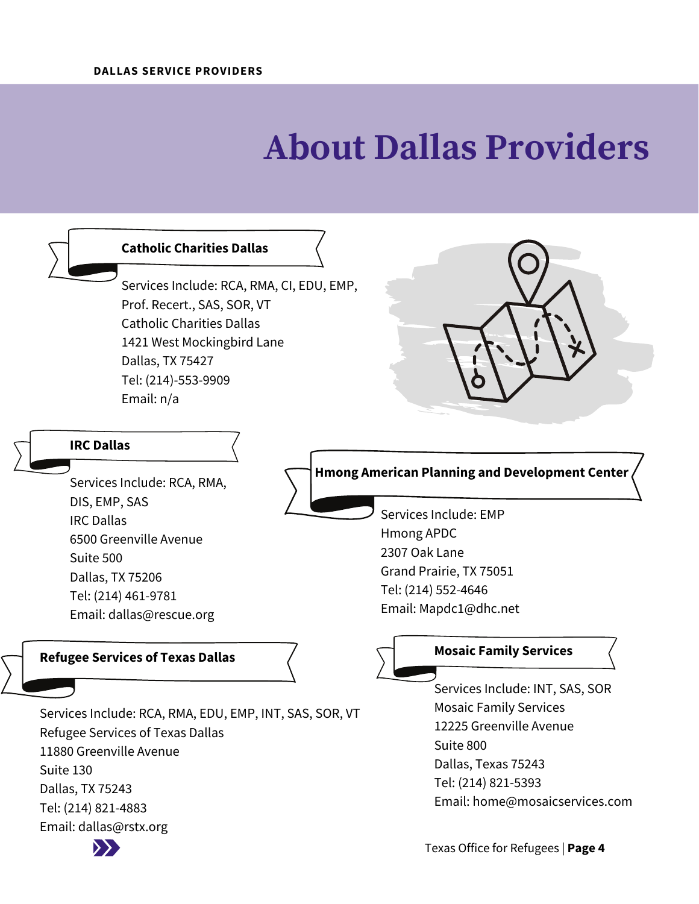# About Dallas Providers

### Catholic Charities Dallas

Services Include: RCA, RMA, CI, EDU, EMP, Prof. Recert., SAS, SOR, VT
Catholic Charities Dallas
1421 West Mockingbird Lane
Dallas, TX 75427
Tel: (214)-553-9909
Email: n/a

### IRC Dallas

Services Include: RCA, RMA, DIS, EMP, SAS
IRC Dallas
6500 Greenville Avenue
Suite 500
Dallas, TX 75206
Tel: (214) 461-9781
Email: dallas@rescue.org

### Hmong American Planning and Development Center

Services Include: EMP
Hmong APDC
2307 Oak Lane
Grand Prairie, TX 75051
Tel: (214) 552-4646
Email: Mapdc1@dhc.net

### Refugee Services of Texas Dallas

Services Include: RCA, RMA, EDU, EMP, INT, SAS, SOR, VT
Refugee Services of Texas Dallas
11880 Greenville Avenue
Suite 130
Dallas, TX 75243
Tel: (214) 821-4883
Email: dallas@rstx.org

### Mosaic Family Services

Services Include: INT, SAS, SOR
Mosaic Family Services
12225 Greenville Avenue
Suite 800
Dallas, Texas 75243
Tel: (214) 821-5393
Email: home@mosaicservices.com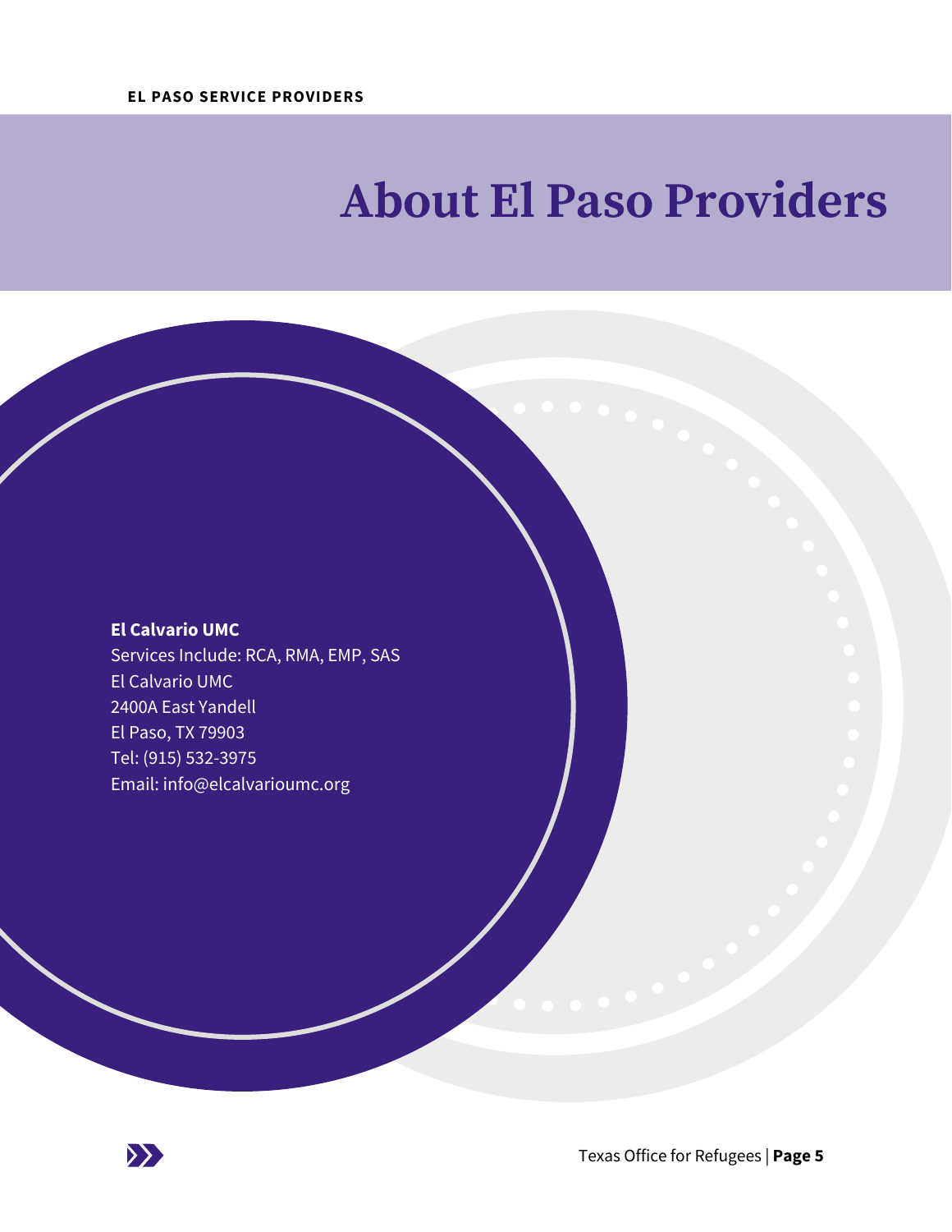# About El Paso Providers

**El Calvario UMC**
Services Include: RCA, RMA, EMP, SAS
El Calvario UMC
2400A East Yandell
El Paso, TX 79903
Tel: (915) 532-3975
Email: info@elcalvarioumc.org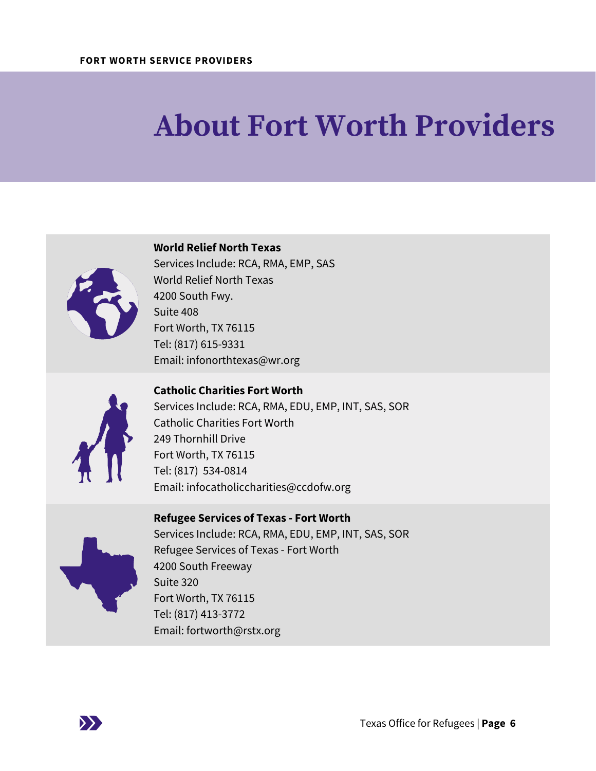FORT WORTH SERVICE PROVIDERS

# About Fort Worth Providers

**World Relief North Texas**
Services Include: RCA, RMA, EMP, SAS
World Relief North Texas
4200 South Fwy.
Suite 408
Fort Worth, TX 76115
Tel: (817) 615-9331
Email: infonorthtexas@wr.org

**Catholic Charities Fort Worth**
Services Include: RCA, RMA, EDU, EMP, INT, SAS, SOR
Catholic Charities Fort Worth
249 Thornhill Drive
Fort Worth, TX 76115
Tel: (817) 534-0814
Email: infocatholiccharities@ccdofw.org

**Refugee Services of Texas - Fort Worth**
Services Include: RCA, RMA, EDU, EMP, INT, SAS, SOR
Refugee Services of Texas - Fort Worth
4200 South Freeway
Suite 320
Fort Worth, TX 76115
Tel: (817) 413-3772
Email: fortworth@rstx.org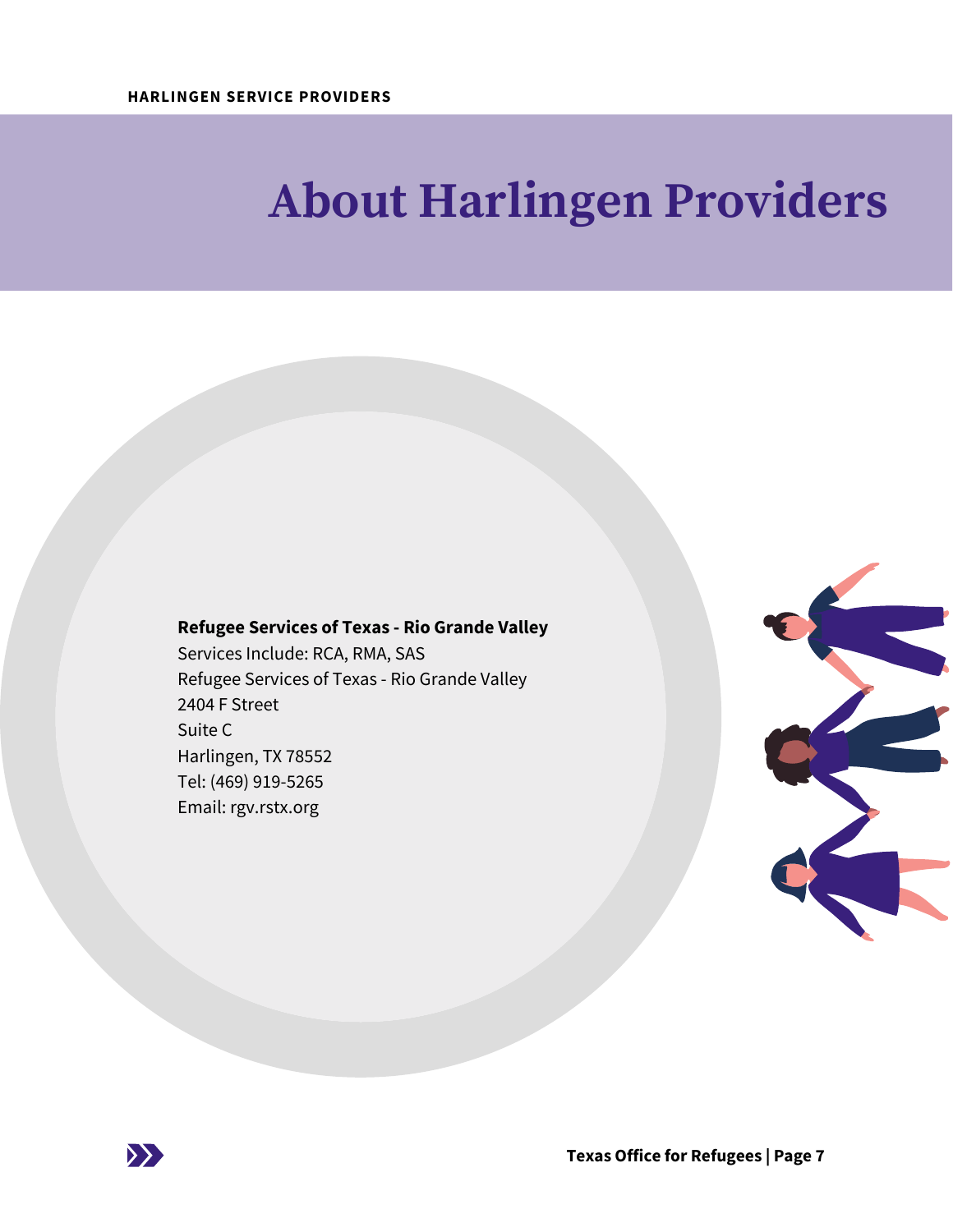# About Harlingen Providers

**Refugee Services of Texas - Rio Grande Valley**
Services Include: RCA, RMA, SAS
Refugee Services of Texas - Rio Grande Valley
2404 F Street
Suite C
Harlingen, TX 78552
Tel: (469) 919-5265
Email: rgv.rstx.org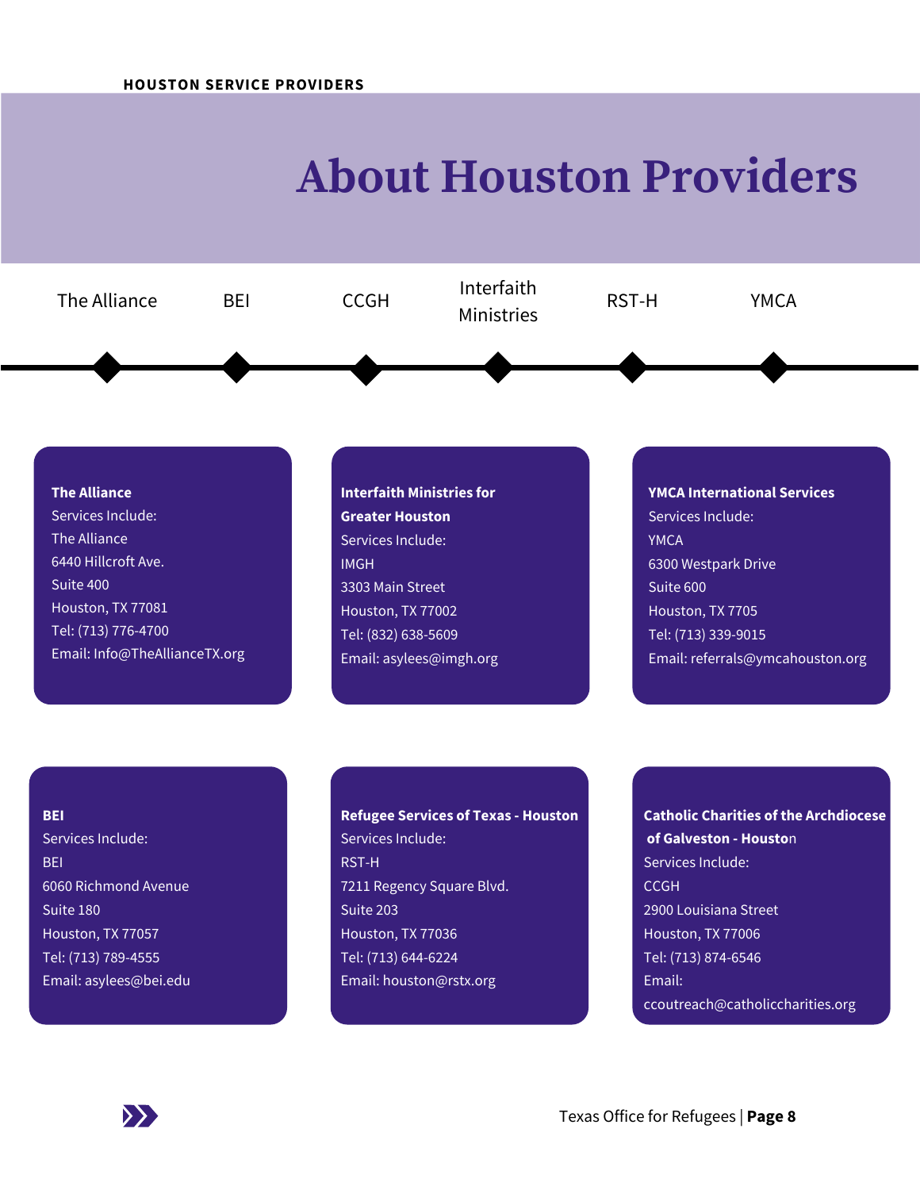# About Houston Providers

The Alliance — BEI — CCGH — Interfaith Ministries — RST-H — YMCA

**The Alliance**
Services Include:
The Alliance
6440 Hillcroft Ave.
Suite 400
Houston, TX 77081
Tel: (713) 776-4700
Email: Info@TheAllianceTX.org

**Interfaith Ministries for Greater Houston**
Services Include:
IMGH
3303 Main Street
Houston, TX 77002
Tel: (832) 638-5609
Email: asylees@imgh.org

**YMCA International Services**
Services Include:
YMCA
6300 Westpark Drive
Suite 600
Houston, TX 7705
Tel: (713) 339-9015
Email: referrals@ymcahouston.org

**BEI**
Services Include:
BEI
6060 Richmond Avenue
Suite 180
Houston, TX 77057
Tel: (713) 789-4555
Email: asylees@bei.edu

**Refugee Services of Texas - Houston**
Services Include:
RST-H
7211 Regency Square Blvd.
Suite 203
Houston, TX 77036
Tel: (713) 644-6224
Email: houston@rstx.org

**Catholic Charities of the Archdiocese of Galveston - Houston**
Services Include:
CCGH
2900 Louisiana Street
Houston, TX 77006
Tel: (713) 874-6546
Email: ccoutreach@catholiccharities.org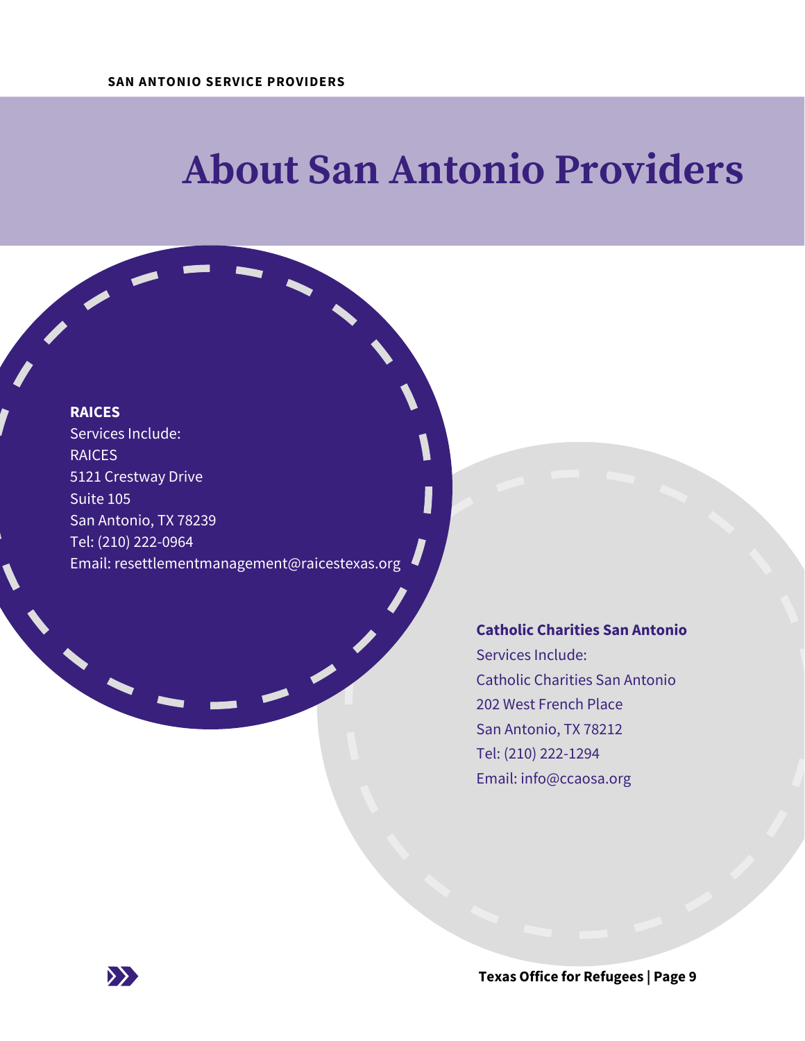# About San Antonio Providers

**RAICES**
Services Include:
RAICES
5121 Crestway Drive
Suite 105
San Antonio, TX 78239
Tel: (210) 222-0964
Email: resettlementmanagement@raicestexas.org

**Catholic Charities San Antonio**
Services Include:
Catholic Charities San Antonio
202 West French Place
San Antonio, TX 78212
Tel: (210) 222-1294
Email: info@ccaosa.org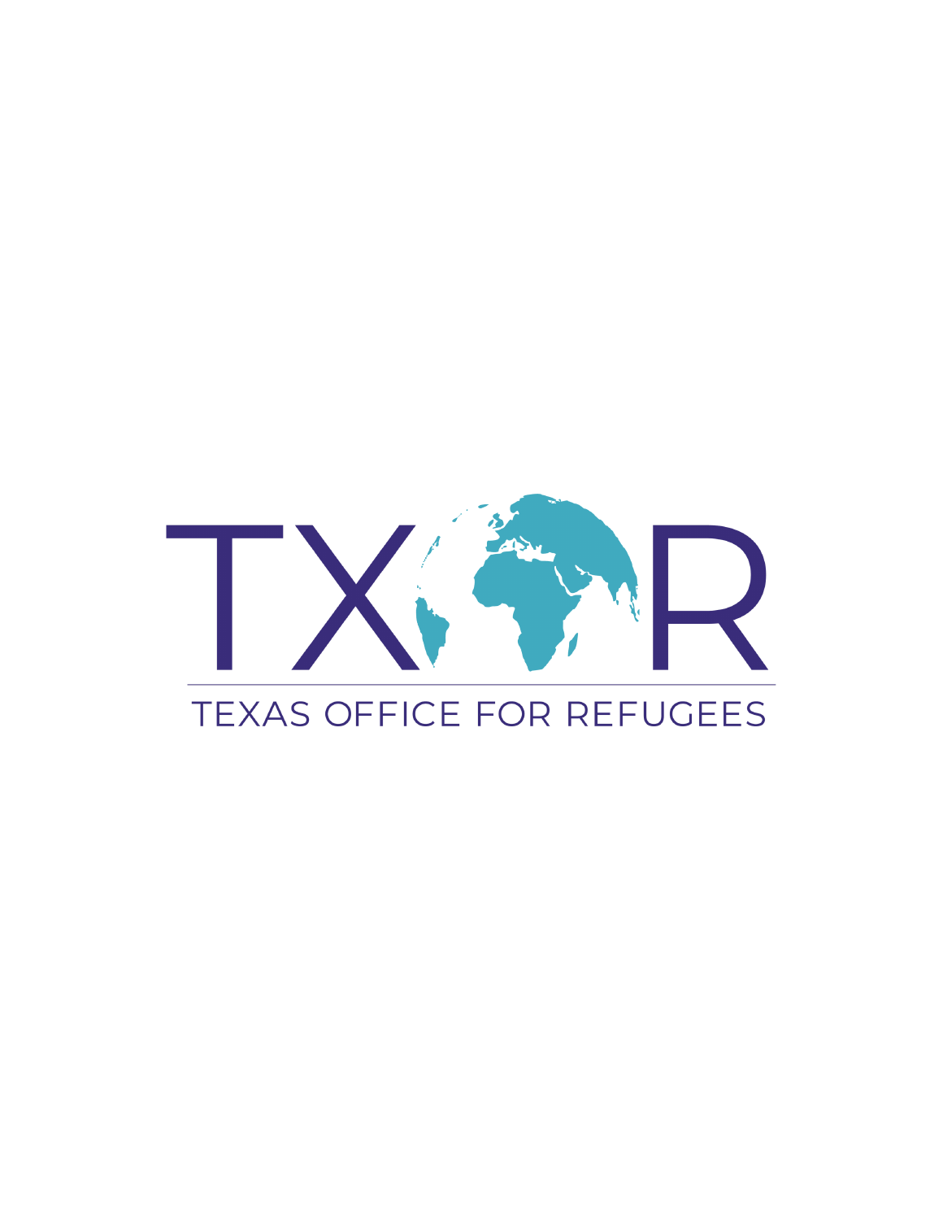TX R

TEXAS OFFICE FOR REFUGEES